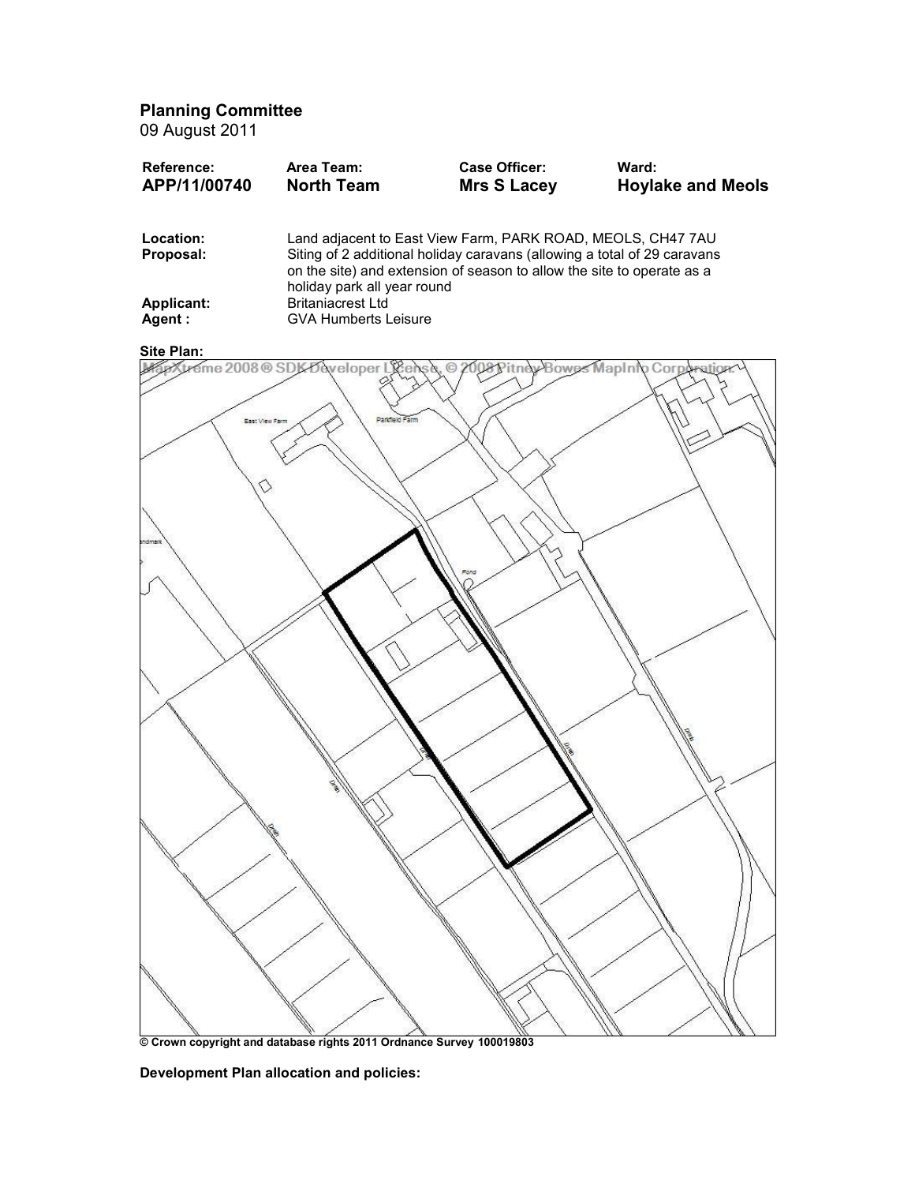## Planning Committee

09 August 2011

| Reference: | Area Team: | Case Officer: | Ward: |
|---|---|---|---|
| **APP/11/00740** | **North Team** | **Mrs S Lacey** | **Hoylake and Meols** |

**Location:** Land adjacent to East View Farm, PARK ROAD, MEOLS, CH47 7AU

**Proposal:** Siting of 2 additional holiday caravans (allowing a total of 29 caravans on the site) and extension of season to allow the site to operate as a holiday park all year round

**Applicant:** Britaniacrest Ltd

**Agent :** GVA Humberts Leisure

**Site Plan:**

© Crown copyright and database rights 2011 Ordnance Survey 100019803

**Development Plan allocation and policies:**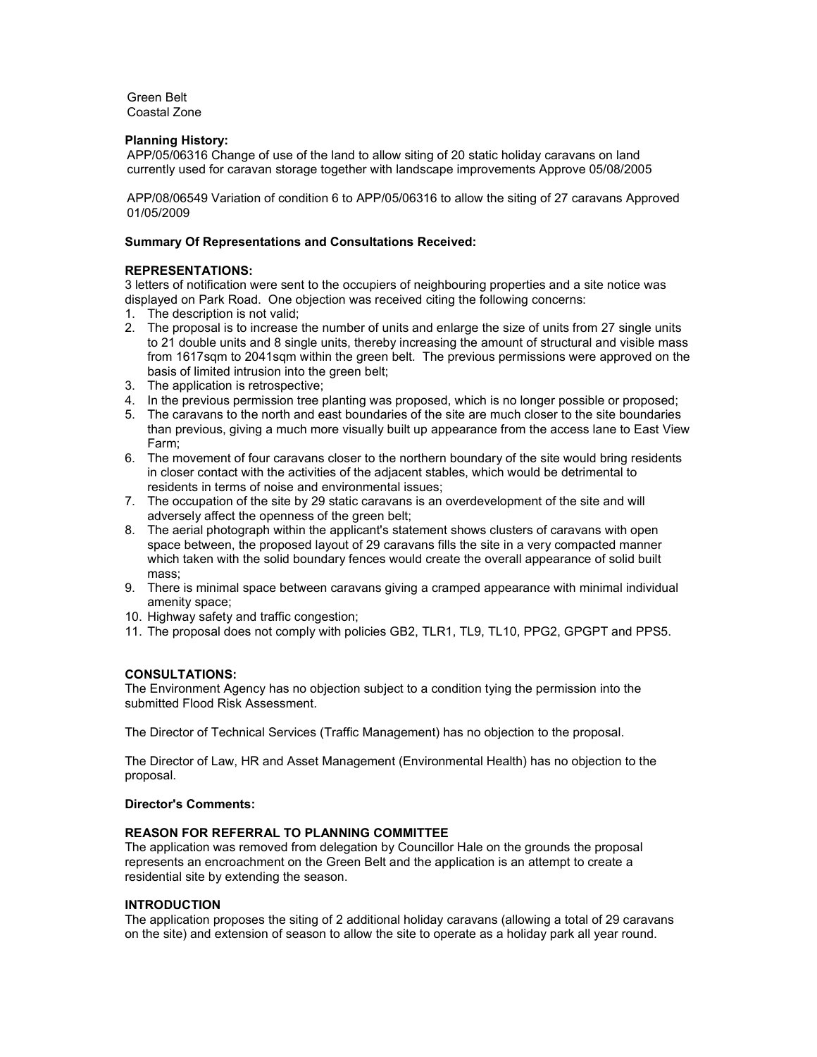Green Belt
Coastal Zone

**Planning History:**

APP/05/06316 Change of use of the land to allow siting of 20 static holiday caravans on land currently used for caravan storage together with landscape improvements Approve 05/08/2005

APP/08/06549 Variation of condition 6 to APP/05/06316 to allow the siting of 27 caravans Approved 01/05/2009

**Summary Of Representations and Consultations Received:**

**REPRESENTATIONS:**

3 letters of notification were sent to the occupiers of neighbouring properties and a site notice was displayed on Park Road. One objection was received citing the following concerns:

1. The description is not valid;
2. The proposal is to increase the number of units and enlarge the size of units from 27 single units to 21 double units and 8 single units, thereby increasing the amount of structural and visible mass from 1617sqm to 2041sqm within the green belt. The previous permissions were approved on the basis of limited intrusion into the green belt;
3. The application is retrospective;
4. In the previous permission tree planting was proposed, which is no longer possible or proposed;
5. The caravans to the north and east boundaries of the site are much closer to the site boundaries than previous, giving a much more visually built up appearance from the access lane to East View Farm;
6. The movement of four caravans closer to the northern boundary of the site would bring residents in closer contact with the activities of the adjacent stables, which would be detrimental to residents in terms of noise and environmental issues;
7. The occupation of the site by 29 static caravans is an overdevelopment of the site and will adversely affect the openness of the green belt;
8. The aerial photograph within the applicant's statement shows clusters of caravans with open space between, the proposed layout of 29 caravans fills the site in a very compacted manner which taken with the solid boundary fences would create the overall appearance of solid built mass;
9. There is minimal space between caravans giving a cramped appearance with minimal individual amenity space;
10. Highway safety and traffic congestion;
11. The proposal does not comply with policies GB2, TLR1, TL9, TL10, PPG2, GPGPT and PPS5.

**CONSULTATIONS:**

The Environment Agency has no objection subject to a condition tying the permission into the submitted Flood Risk Assessment.

The Director of Technical Services (Traffic Management) has no objection to the proposal.

The Director of Law, HR and Asset Management (Environmental Health) has no objection to the proposal.

**Director's Comments:**

**REASON FOR REFERRAL TO PLANNING COMMITTEE**

The application was removed from delegation by Councillor Hale on the grounds the proposal represents an encroachment on the Green Belt and the application is an attempt to create a residential site by extending the season.

**INTRODUCTION**

The application proposes the siting of 2 additional holiday caravans (allowing a total of 29 caravans on the site) and extension of season to allow the site to operate as a holiday park all year round.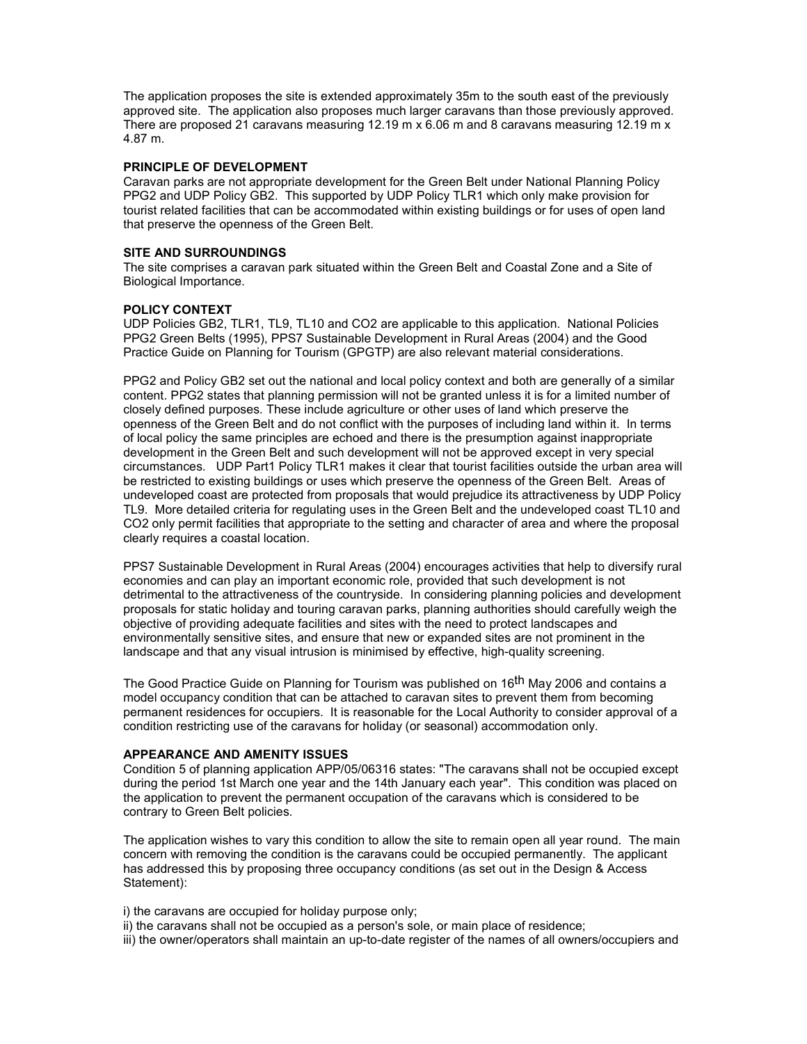The application proposes the site is extended approximately 35m to the south east of the previously approved site. The application also proposes much larger caravans than those previously approved. There are proposed 21 caravans measuring 12.19 m x 6.06 m and 8 caravans measuring 12.19 m x 4.87 m.

**PRINCIPLE OF DEVELOPMENT**

Caravan parks are not appropriate development for the Green Belt under National Planning Policy PPG2 and UDP Policy GB2. This supported by UDP Policy TLR1 which only make provision for tourist related facilities that can be accommodated within existing buildings or for uses of open land that preserve the openness of the Green Belt.

**SITE AND SURROUNDINGS**

The site comprises a caravan park situated within the Green Belt and Coastal Zone and a Site of Biological Importance.

**POLICY CONTEXT**

UDP Policies GB2, TLR1, TL9, TL10 and CO2 are applicable to this application. National Policies PPG2 Green Belts (1995), PPS7 Sustainable Development in Rural Areas (2004) and the Good Practice Guide on Planning for Tourism (GPGTP) are also relevant material considerations.

PPG2 and Policy GB2 set out the national and local policy context and both are generally of a similar content. PPG2 states that planning permission will not be granted unless it is for a limited number of closely defined purposes. These include agriculture or other uses of land which preserve the openness of the Green Belt and do not conflict with the purposes of including land within it. In terms of local policy the same principles are echoed and there is the presumption against inappropriate development in the Green Belt and such development will not be approved except in very special circumstances. UDP Part1 Policy TLR1 makes it clear that tourist facilities outside the urban area will be restricted to existing buildings or uses which preserve the openness of the Green Belt. Areas of undeveloped coast are protected from proposals that would prejudice its attractiveness by UDP Policy TL9. More detailed criteria for regulating uses in the Green Belt and the undeveloped coast TL10 and CO2 only permit facilities that appropriate to the setting and character of area and where the proposal clearly requires a coastal location.

PPS7 Sustainable Development in Rural Areas (2004) encourages activities that help to diversify rural economies and can play an important economic role, provided that such development is not detrimental to the attractiveness of the countryside. In considering planning policies and development proposals for static holiday and touring caravan parks, planning authorities should carefully weigh the objective of providing adequate facilities and sites with the need to protect landscapes and environmentally sensitive sites, and ensure that new or expanded sites are not prominent in the landscape and that any visual intrusion is minimised by effective, high-quality screening.

The Good Practice Guide on Planning for Tourism was published on 16th May 2006 and contains a model occupancy condition that can be attached to caravan sites to prevent them from becoming permanent residences for occupiers. It is reasonable for the Local Authority to consider approval of a condition restricting use of the caravans for holiday (or seasonal) accommodation only.

**APPEARANCE AND AMENITY ISSUES**

Condition 5 of planning application APP/05/06316 states: "The caravans shall not be occupied except during the period 1st March one year and the 14th January each year". This condition was placed on the application to prevent the permanent occupation of the caravans which is considered to be contrary to Green Belt policies.

The application wishes to vary this condition to allow the site to remain open all year round. The main concern with removing the condition is the caravans could be occupied permanently. The applicant has addressed this by proposing three occupancy conditions (as set out in the Design & Access Statement):

i) the caravans are occupied for holiday purpose only;
ii) the caravans shall not be occupied as a person's sole, or main place of residence;
iii) the owner/operators shall maintain an up-to-date register of the names of all owners/occupiers and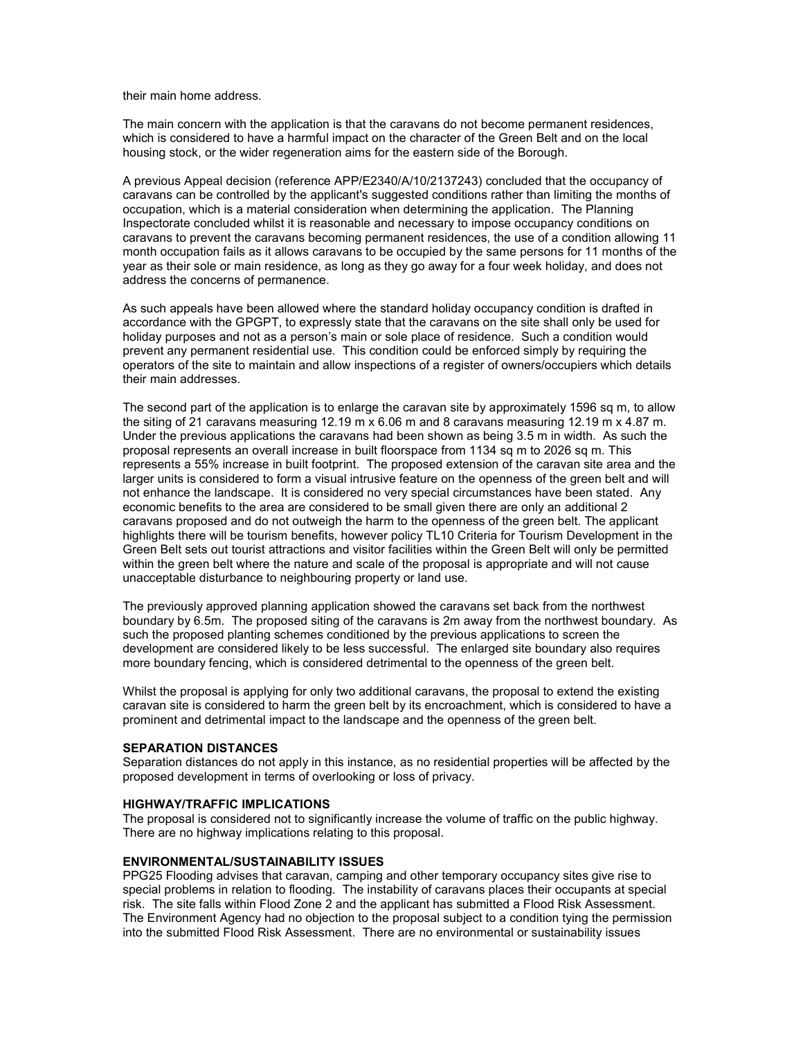their main home address.

The main concern with the application is that the caravans do not become permanent residences, which is considered to have a harmful impact on the character of the Green Belt and on the local housing stock, or the wider regeneration aims for the eastern side of the Borough.

A previous Appeal decision (reference APP/E2340/A/10/2137243) concluded that the occupancy of caravans can be controlled by the applicant's suggested conditions rather than limiting the months of occupation, which is a material consideration when determining the application. The Planning Inspectorate concluded whilst it is reasonable and necessary to impose occupancy conditions on caravans to prevent the caravans becoming permanent residences, the use of a condition allowing 11 month occupation fails as it allows caravans to be occupied by the same persons for 11 months of the year as their sole or main residence, as long as they go away for a four week holiday, and does not address the concerns of permanence.

As such appeals have been allowed where the standard holiday occupancy condition is drafted in accordance with the GPGPT, to expressly state that the caravans on the site shall only be used for holiday purposes and not as a person's main or sole place of residence. Such a condition would prevent any permanent residential use. This condition could be enforced simply by requiring the operators of the site to maintain and allow inspections of a register of owners/occupiers which details their main addresses.

The second part of the application is to enlarge the caravan site by approximately 1596 sq m, to allow the siting of 21 caravans measuring 12.19 m x 6.06 m and 8 caravans measuring 12.19 m x 4.87 m. Under the previous applications the caravans had been shown as being 3.5 m in width. As such the proposal represents an overall increase in built floorspace from 1134 sq m to 2026 sq m. This represents a 55% increase in built footprint. The proposed extension of the caravan site area and the larger units is considered to form a visual intrusive feature on the openness of the green belt and will not enhance the landscape. It is considered no very special circumstances have been stated. Any economic benefits to the area are considered to be small given there are only an additional 2 caravans proposed and do not outweigh the harm to the openness of the green belt. The applicant highlights there will be tourism benefits, however policy TL10 Criteria for Tourism Development in the Green Belt sets out tourist attractions and visitor facilities within the Green Belt will only be permitted within the green belt where the nature and scale of the proposal is appropriate and will not cause unacceptable disturbance to neighbouring property or land use.

The previously approved planning application showed the caravans set back from the northwest boundary by 6.5m. The proposed siting of the caravans is 2m away from the northwest boundary. As such the proposed planting schemes conditioned by the previous applications to screen the development are considered likely to be less successful. The enlarged site boundary also requires more boundary fencing, which is considered detrimental to the openness of the green belt.

Whilst the proposal is applying for only two additional caravans, the proposal to extend the existing caravan site is considered to harm the green belt by its encroachment, which is considered to have a prominent and detrimental impact to the landscape and the openness of the green belt.

**SEPARATION DISTANCES**

Separation distances do not apply in this instance, as no residential properties will be affected by the proposed development in terms of overlooking or loss of privacy.

**HIGHWAY/TRAFFIC IMPLICATIONS**

The proposal is considered not to significantly increase the volume of traffic on the public highway. There are no highway implications relating to this proposal.

**ENVIRONMENTAL/SUSTAINABILITY ISSUES**

PPG25 Flooding advises that caravan, camping and other temporary occupancy sites give rise to special problems in relation to flooding. The instability of caravans places their occupants at special risk. The site falls within Flood Zone 2 and the applicant has submitted a Flood Risk Assessment. The Environment Agency had no objection to the proposal subject to a condition tying the permission into the submitted Flood Risk Assessment. There are no environmental or sustainability issues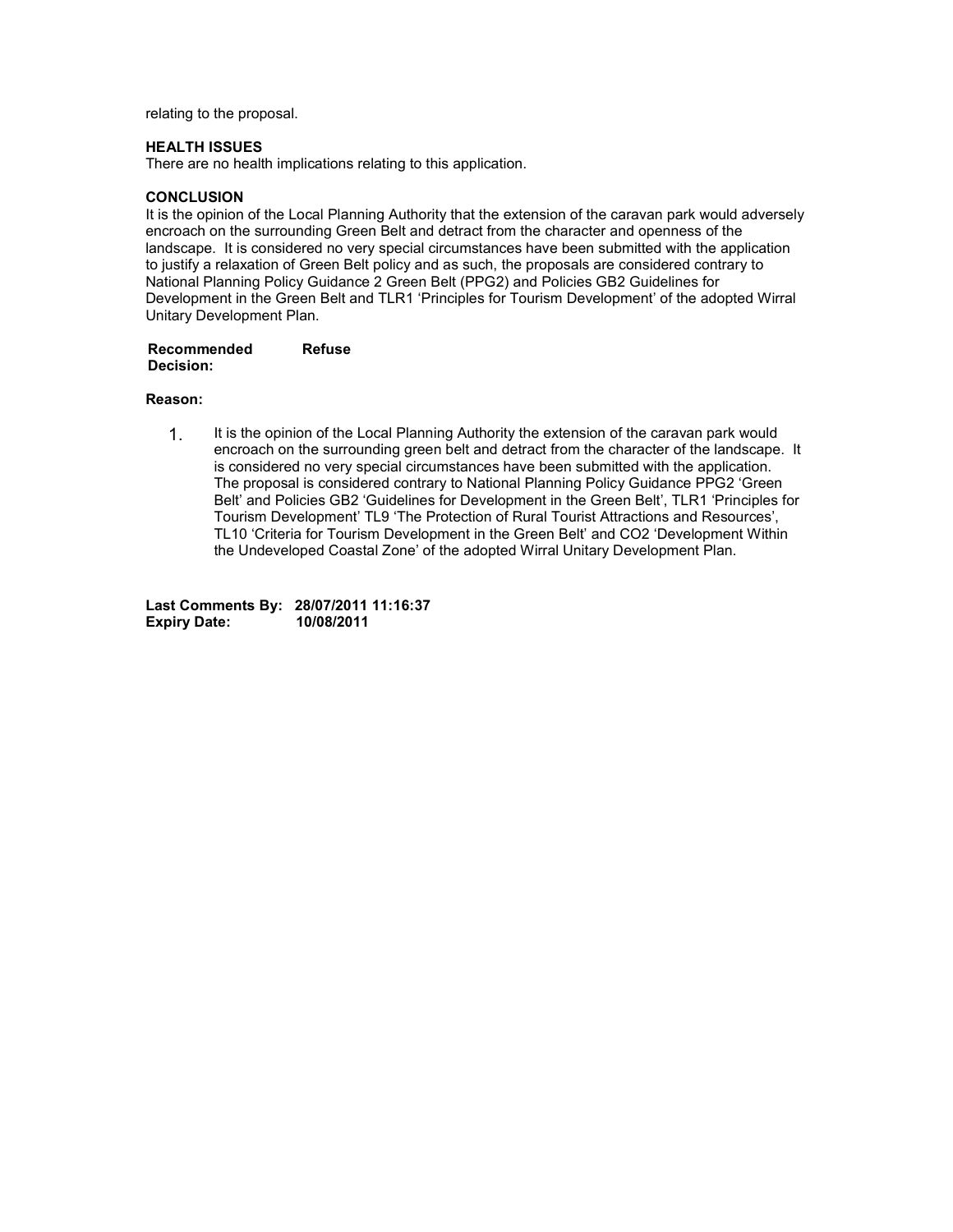relating to the proposal.

**HEALTH ISSUES**
There are no health implications relating to this application.

**CONCLUSION**
It is the opinion of the Local Planning Authority that the extension of the caravan park would adversely encroach on the surrounding Green Belt and detract from the character and openness of the landscape. It is considered no very special circumstances have been submitted with the application to justify a relaxation of Green Belt policy and as such, the proposals are considered contrary to National Planning Policy Guidance 2 Green Belt (PPG2) and Policies GB2 Guidelines for Development in the Green Belt and TLR1 'Principles for Tourism Development' of the adopted Wirral Unitary Development Plan.

**Recommended Decision:** **Refuse**

**Reason:**

1. It is the opinion of the Local Planning Authority the extension of the caravan park would encroach on the surrounding green belt and detract from the character of the landscape. It is considered no very special circumstances have been submitted with the application. The proposal is considered contrary to National Planning Policy Guidance PPG2 'Green Belt' and Policies GB2 'Guidelines for Development in the Green Belt', TLR1 'Principles for Tourism Development' TL9 'The Protection of Rural Tourist Attractions and Resources', TL10 'Criteria for Tourism Development in the Green Belt' and CO2 'Development Within the Undeveloped Coastal Zone' of the adopted Wirral Unitary Development Plan.

**Last Comments By:** **28/07/2011 11:16:37**
**Expiry Date:** **10/08/2011**